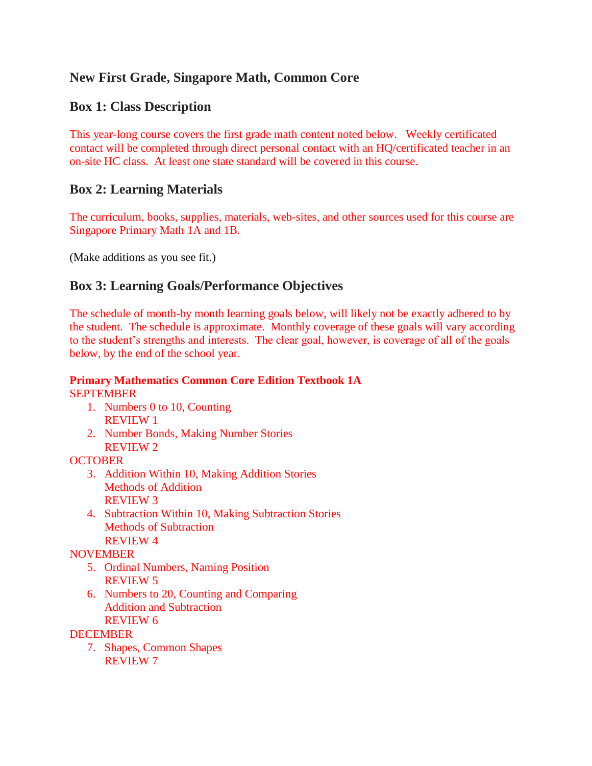## New First Grade, Singapore Math, Common Core

### Box 1: Class Description

This year-long course covers the first grade math content noted below. Weekly certificated contact will be completed through direct personal contact with an HQ/certificated teacher in an on-site HC class. At least one state standard will be covered in this course.

### Box 2: Learning Materials

The curriculum, books, supplies, materials, web-sites, and other sources used for this course are Singapore Primary Math 1A and 1B.

(Make additions as you see fit.)

### Box 3: Learning Goals/Performance Objectives

The schedule of month-by month learning goals below, will likely not be exactly adhered to by the student. The schedule is approximate. Monthly coverage of these goals will vary according to the student's strengths and interests. The clear goal, however, is coverage of all of the goals below, by the end of the school year.

**Primary Mathematics Common Core Edition Textbook 1A**

SEPTEMBER

1. Numbers 0 to 10, Counting
   REVIEW 1
2. Number Bonds, Making Number Stories
   REVIEW 2

OCTOBER

3. Addition Within 10, Making Addition Stories
   Methods of Addition
   REVIEW 3
4. Subtraction Within 10, Making Subtraction Stories
   Methods of Subtraction
   REVIEW 4

NOVEMBER

5. Ordinal Numbers, Naming Position
   REVIEW 5
6. Numbers to 20, Counting and Comparing
   Addition and Subtraction
   REVIEW 6

DECEMBER

7. Shapes, Common Shapes
   REVIEW 7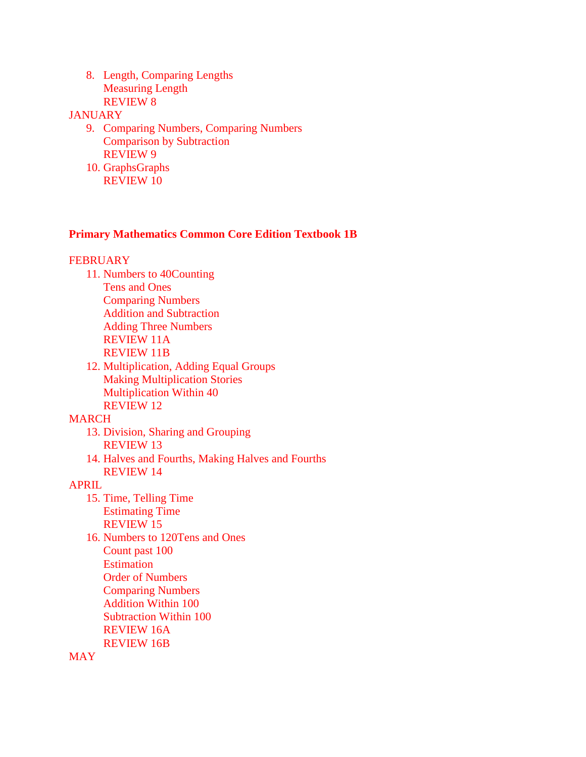8. Length, Comparing Lengths
   Measuring Length
   REVIEW 8

JANUARY

9. Comparing Numbers, Comparing Numbers
   Comparison by Subtraction
   REVIEW 9
10. GraphsGraphs
    REVIEW 10

**Primary Mathematics Common Core Edition Textbook 1B**

FEBRUARY

11. Numbers to 40Counting
    Tens and Ones
    Comparing Numbers
    Addition and Subtraction
    Adding Three Numbers
    REVIEW 11A
    REVIEW 11B
12. Multiplication, Adding Equal Groups
    Making Multiplication Stories
    Multiplication Within 40
    REVIEW 12

MARCH

13. Division, Sharing and Grouping
    REVIEW 13
14. Halves and Fourths, Making Halves and Fourths
    REVIEW 14

APRIL

15. Time, Telling Time
    Estimating Time
    REVIEW 15
16. Numbers to 120Tens and Ones
    Count past 100
    Estimation
    Order of Numbers
    Comparing Numbers
    Addition Within 100
    Subtraction Within 100
    REVIEW 16A
    REVIEW 16B

MAY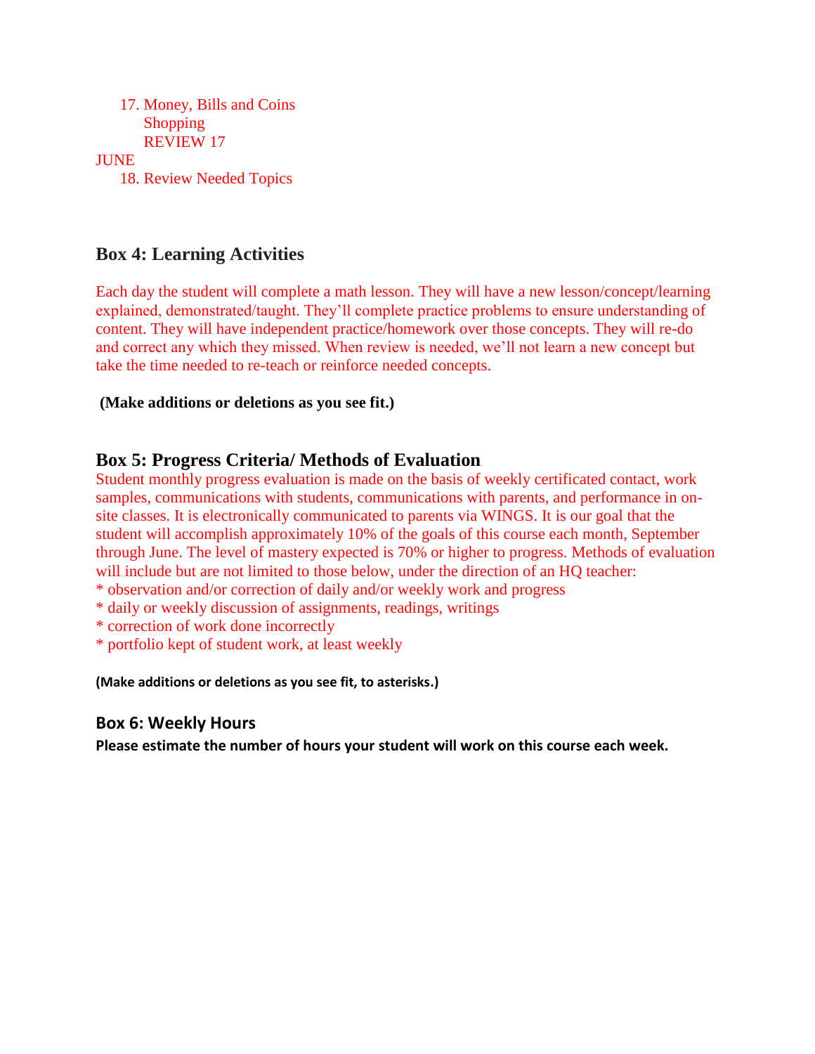17. Money, Bills and Coins
    Shopping
    REVIEW 17

JUNE

18. Review Needed Topics

### Box 4: Learning Activities

Each day the student will complete a math lesson. They will have a new lesson/concept/learning explained, demonstrated/taught. They'll complete practice problems to ensure understanding of content. They will have independent practice/homework over those concepts. They will re-do and correct any which they missed. When review is needed, we'll not learn a new concept but take the time needed to re-teach or reinforce needed concepts.

**(Make additions or deletions as you see fit.)**

### Box 5: Progress Criteria/ Methods of Evaluation

Student monthly progress evaluation is made on the basis of weekly certificated contact, work samples, communications with students, communications with parents, and performance in on-site classes. It is electronically communicated to parents via WINGS. It is our goal that the student will accomplish approximately 10% of the goals of this course each month, September through June. The level of mastery expected is 70% or higher to progress. Methods of evaluation will include but are not limited to those below, under the direction of an HQ teacher:

* observation and/or correction of daily and/or weekly work and progress
* daily or weekly discussion of assignments, readings, writings
* correction of work done incorrectly
* portfolio kept of student work, at least weekly

**(Make additions or deletions as you see fit, to asterisks.)**

### Box 6: Weekly Hours

**Please estimate the number of hours your student will work on this course each week.**